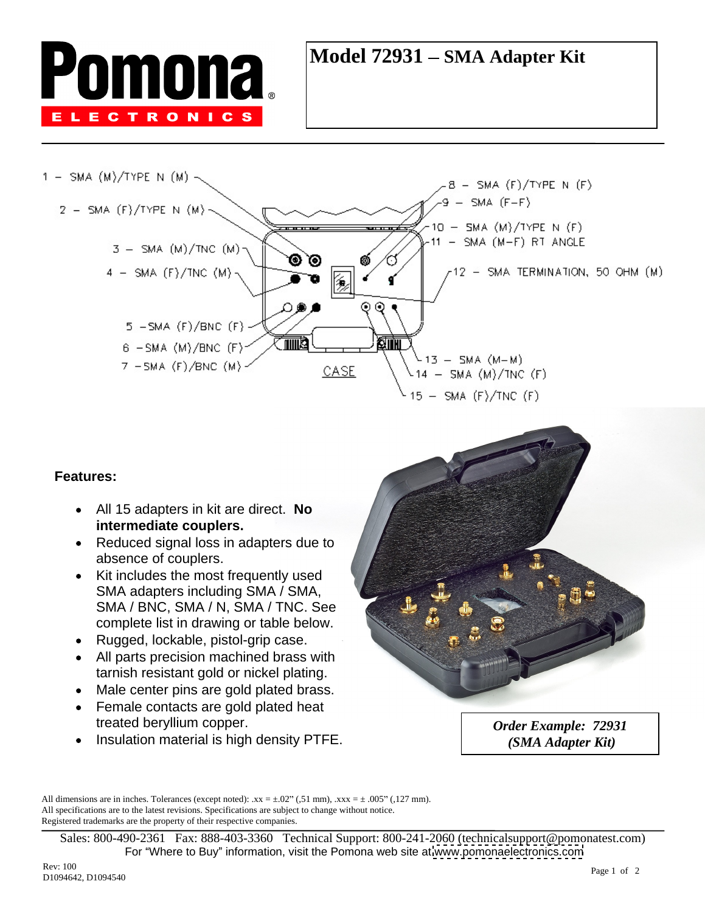# Model 72931 – SMA Adapter Kit

1 – SMA (M)/TYPE N (M)
2 – SMA (F)/TYPE N (M)
3 – SMA (M)/TNC (M)
4 – SMA (F)/TNC (M)
5 – SMA (F)/BNC (F)
6 – SMA (M)/BNC (F)
7 – SMA (F)/BNC (M)
8 – SMA (F)/TYPE N (F)
9 – SMA (F-F)
10 – SMA (M)/TYPE N (F)
11 – SMA (M-F) RT ANGLE
12 – SMA TERMINATION, 50 OHM (M)
13 – SMA (M-M)
14 – SMA (M)/TNC (F)
15 – SMA (F)/TNC (F)

CASE

**Features:**

- All 15 adapters in kit are direct. **No intermediate couplers.**
- Reduced signal loss in adapters due to absence of couplers.
- Kit includes the most frequently used SMA adapters including SMA / SMA, SMA / BNC, SMA / N, SMA / TNC. See complete list in drawing or table below.
- Rugged, lockable, pistol-grip case.
- All parts precision machined brass with tarnish resistant gold or nickel plating.
- Male center pins are gold plated brass.
- Female contacts are gold plated heat treated beryllium copper.
- Insulation material is high density PTFE.

***Order Example: 72931 (SMA Adapter Kit)***

All dimensions are in inches. Tolerances (except noted): .xx = ±.02" (,51 mm), .xxx = ± .005" (,127 mm).
All specifications are to the latest revisions. Specifications are subject to change without notice.
Registered trademarks are the property of their respective companies.

Sales: 800-490-2361 Fax: 888-403-3360 Technical Support: 800-241-2060 (technicalsupport@pomonatest.com)
For "Where to Buy" information, visit the Pomona web site at www.pomonaelectronics.com

Rev: 100
D1094642, D1094540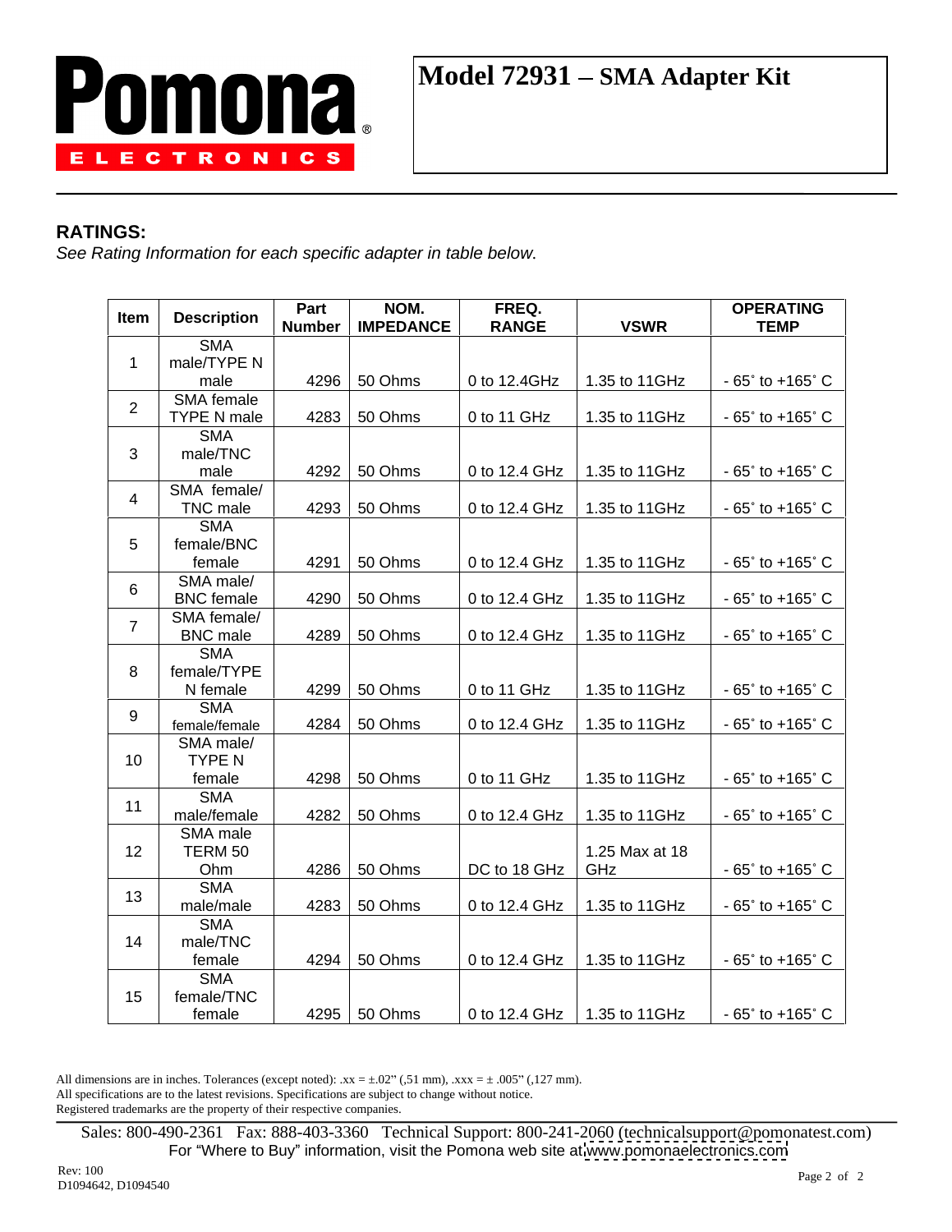Pomona® ELECTRONICS

# Model 72931 – SMA Adapter Kit

## RATINGS:

*See Rating Information for each specific adapter in table below.*

| Item | Description | Part Number | NOM. IMPEDANCE | FREQ. RANGE | VSWR | OPERATING TEMP |
|---|---|---|---|---|---|---|
| 1 | SMA male/TYPE N male | 4296 | 50 Ohms | 0 to 12.4GHz | 1.35 to 11GHz | - 65˚ to +165˚ C |
| 2 | SMA female TYPE N male | 4283 | 50 Ohms | 0 to 11 GHz | 1.35 to 11GHz | - 65˚ to +165˚ C |
| 3 | SMA male/TNC male | 4292 | 50 Ohms | 0 to 12.4 GHz | 1.35 to 11GHz | - 65˚ to +165˚ C |
| 4 | SMA female/ TNC male | 4293 | 50 Ohms | 0 to 12.4 GHz | 1.35 to 11GHz | - 65˚ to +165˚ C |
| 5 | SMA female/BNC female | 4291 | 50 Ohms | 0 to 12.4 GHz | 1.35 to 11GHz | - 65˚ to +165˚ C |
| 6 | SMA male/ BNC female | 4290 | 50 Ohms | 0 to 12.4 GHz | 1.35 to 11GHz | - 65˚ to +165˚ C |
| 7 | SMA female/ BNC male | 4289 | 50 Ohms | 0 to 12.4 GHz | 1.35 to 11GHz | - 65˚ to +165˚ C |
| 8 | SMA female/TYPE N female | 4299 | 50 Ohms | 0 to 11 GHz | 1.35 to 11GHz | - 65˚ to +165˚ C |
| 9 | SMA female/female | 4284 | 50 Ohms | 0 to 12.4 GHz | 1.35 to 11GHz | - 65˚ to +165˚ C |
| 10 | SMA male/ TYPE N female | 4298 | 50 Ohms | 0 to 11 GHz | 1.35 to 11GHz | - 65˚ to +165˚ C |
| 11 | SMA male/female | 4282 | 50 Ohms | 0 to 12.4 GHz | 1.35 to 11GHz | - 65˚ to +165˚ C |
| 12 | SMA male TERM 50 Ohm | 4286 | 50 Ohms | DC to 18 GHz | 1.25 Max at 18 GHz | - 65˚ to +165˚ C |
| 13 | SMA male/male | 4283 | 50 Ohms | 0 to 12.4 GHz | 1.35 to 11GHz | - 65˚ to +165˚ C |
| 14 | SMA male/TNC female | 4294 | 50 Ohms | 0 to 12.4 GHz | 1.35 to 11GHz | - 65˚ to +165˚ C |
| 15 | SMA female/TNC female | 4295 | 50 Ohms | 0 to 12.4 GHz | 1.35 to 11GHz | - 65˚ to +165˚ C |

All dimensions are in inches. Tolerances (except noted): .xx = ±.02" (,51 mm), .xxx = ± .005" (,127 mm).
All specifications are to the latest revisions. Specifications are subject to change without notice.
Registered trademarks are the property of their respective companies.

Sales: 800-490-2361 Fax: 888-403-3360 Technical Support: 800-241-2060 (technicalsupport@pomonatest.com)
For "Where to Buy" information, visit the Pomona web site at www.pomonaelectronics.com

Rev: 100
D1094642, D1094540